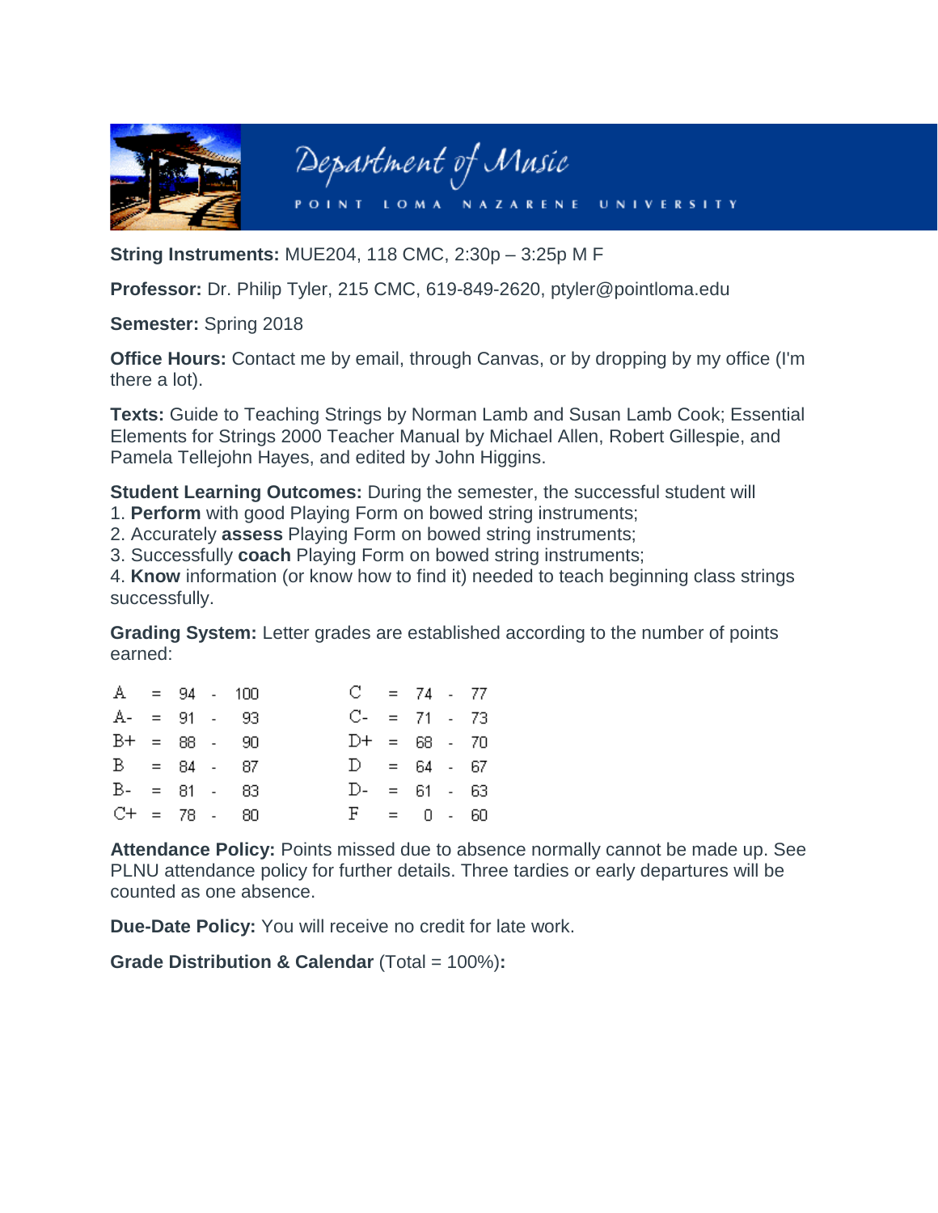# Department of Music

POINT LOMA NAZARENE UNIVERSITY

**String Instruments:** MUE204, 118 CMC, 2:30p – 3:25p M F

**Professor:** Dr. Philip Tyler, 215 CMC, 619-849-2620, ptyler@pointloma.edu

**Semester:** Spring 2018

**Office Hours:** Contact me by email, through Canvas, or by dropping by my office (I'm there a lot).

**Texts:** Guide to Teaching Strings by Norman Lamb and Susan Lamb Cook; Essential Elements for Strings 2000 Teacher Manual by Michael Allen, Robert Gillespie, and Pamela Tellejohn Hayes, and edited by John Higgins.

**Student Learning Outcomes:** During the semester, the successful student will

1. **Perform** with good Playing Form on bowed string instruments;
2. Accurately **assess** Playing Form on bowed string instruments;
3. Successfully **coach** Playing Form on bowed string instruments;
4. **Know** information (or know how to find it) needed to teach beginning class strings successfully.

**Grading System:** Letter grades are established according to the number of points earned:

| Grade | Points | Grade | Points |
|---|---|---|---|
| A | 94 - 100 | C | 74 - 77 |
| A- | 91 - 93 | C- | 71 - 73 |
| B+ | 88 - 90 | D+ | 68 - 70 |
| B | 84 - 87 | D | 64 - 67 |
| B- | 81 - 83 | D- | 61 - 63 |
| C+ | 78 - 80 | F | 0 - 60 |

**Attendance Policy:** Points missed due to absence normally cannot be made up. See PLNU attendance policy for further details. Three tardies or early departures will be counted as one absence.

**Due-Date Policy:** You will receive no credit for late work.

**Grade Distribution & Calendar** (Total = 100%)**:**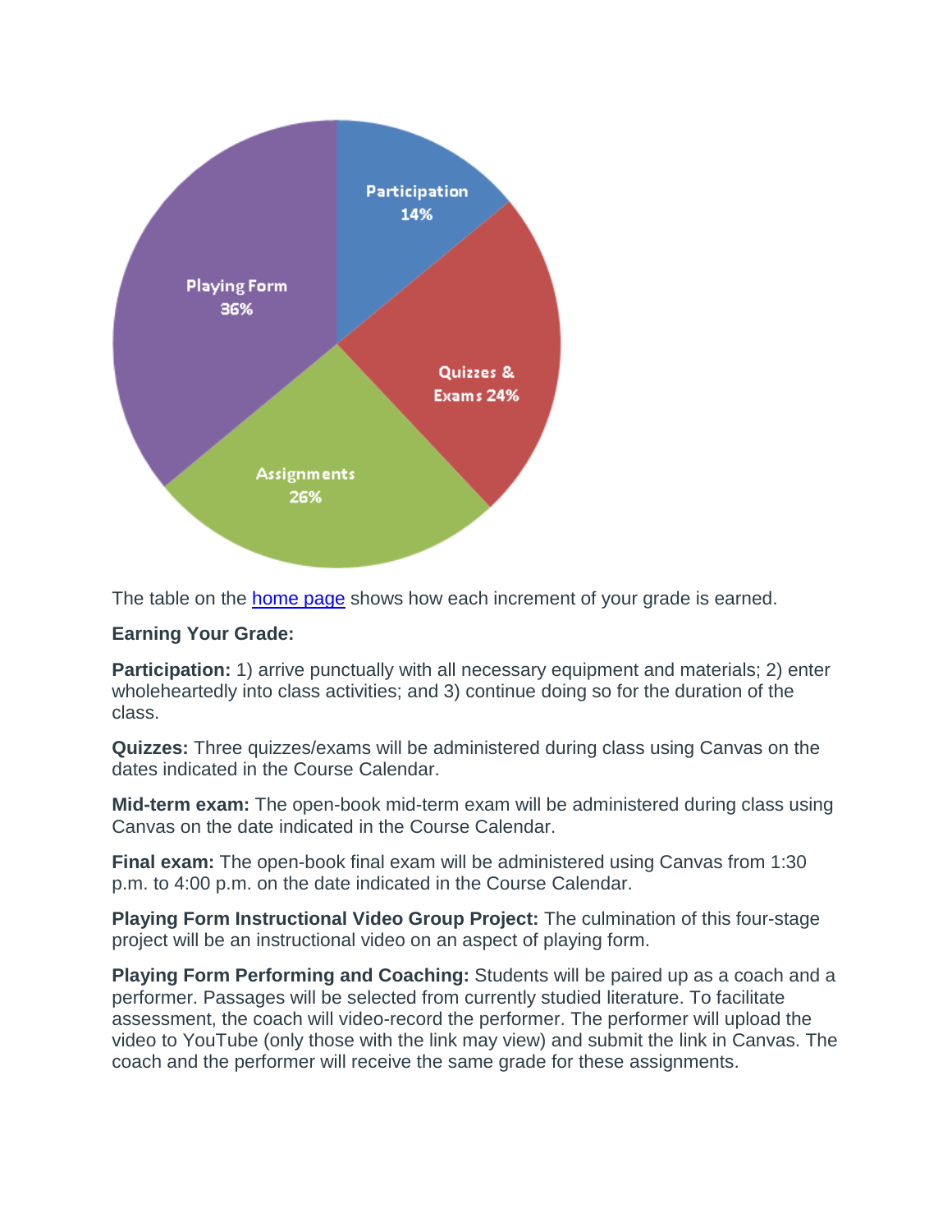The table on the home page shows how each increment of your grade is earned.

**Earning Your Grade:**

**Participation:** 1) arrive punctually with all necessary equipment and materials; 2) enter wholeheartedly into class activities; and 3) continue doing so for the duration of the class.

**Quizzes:** Three quizzes/exams will be administered during class using Canvas on the dates indicated in the Course Calendar.

**Mid-term exam:** The open-book mid-term exam will be administered during class using Canvas on the date indicated in the Course Calendar.

**Final exam:** The open-book final exam will be administered using Canvas from 1:30 p.m. to 4:00 p.m. on the date indicated in the Course Calendar.

**Playing Form Instructional Video Group Project:** The culmination of this four-stage project will be an instructional video on an aspect of playing form.

**Playing Form Performing and Coaching:** Students will be paired up as a coach and a performer. Passages will be selected from currently studied literature. To facilitate assessment, the coach will video-record the performer. The performer will upload the video to YouTube (only those with the link may view) and submit the link in Canvas. The coach and the performer will receive the same grade for these assignments.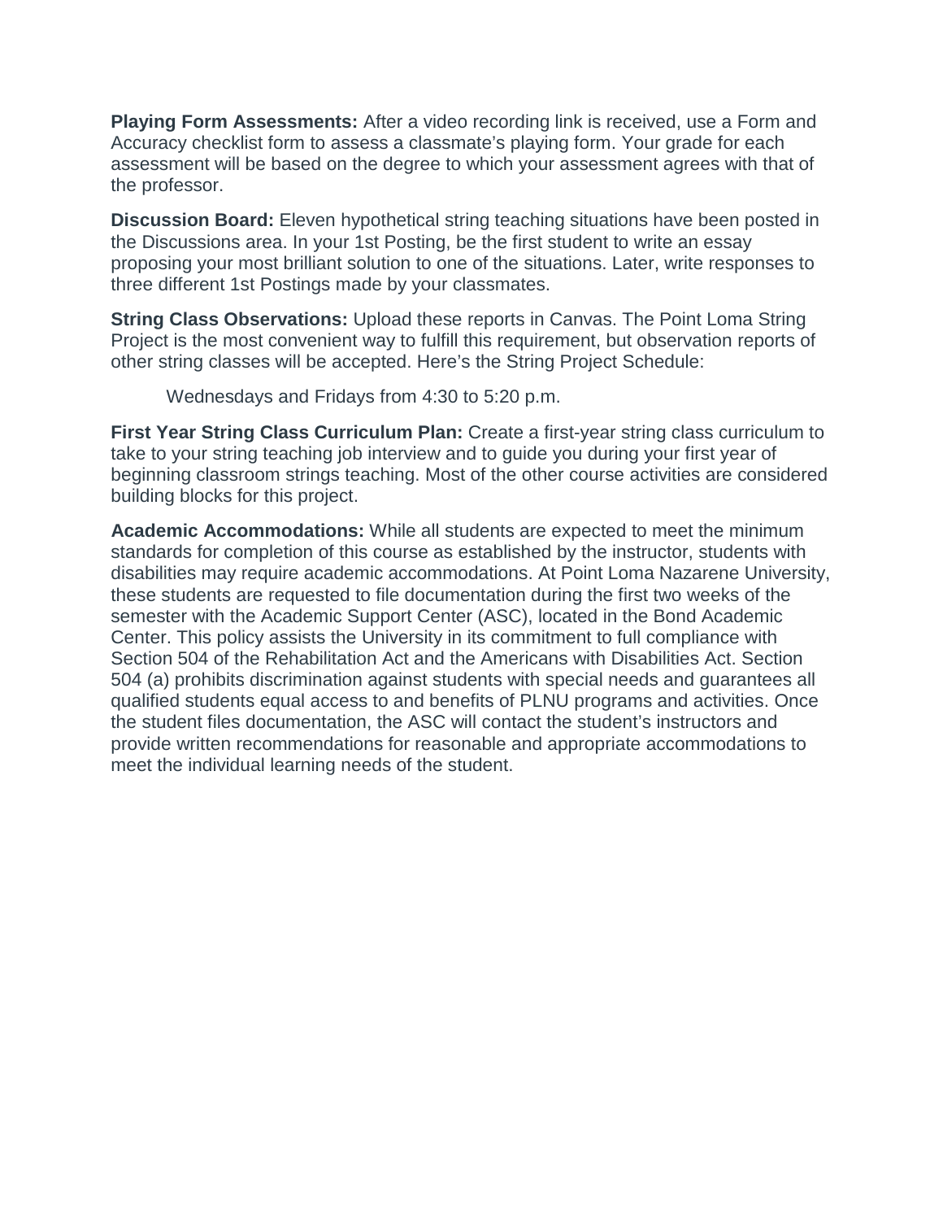**Playing Form Assessments:** After a video recording link is received, use a Form and Accuracy checklist form to assess a classmate's playing form. Your grade for each assessment will be based on the degree to which your assessment agrees with that of the professor.

**Discussion Board:** Eleven hypothetical string teaching situations have been posted in the Discussions area. In your 1st Posting, be the first student to write an essay proposing your most brilliant solution to one of the situations. Later, write responses to three different 1st Postings made by your classmates.

**String Class Observations:** Upload these reports in Canvas. The Point Loma String Project is the most convenient way to fulfill this requirement, but observation reports of other string classes will be accepted. Here's the String Project Schedule:

> Wednesdays and Fridays from 4:30 to 5:20 p.m.

**First Year String Class Curriculum Plan:** Create a first-year string class curriculum to take to your string teaching job interview and to guide you during your first year of beginning classroom strings teaching. Most of the other course activities are considered building blocks for this project.

**Academic Accommodations:** While all students are expected to meet the minimum standards for completion of this course as established by the instructor, students with disabilities may require academic accommodations. At Point Loma Nazarene University, these students are requested to file documentation during the first two weeks of the semester with the Academic Support Center (ASC), located in the Bond Academic Center. This policy assists the University in its commitment to full compliance with Section 504 of the Rehabilitation Act and the Americans with Disabilities Act. Section 504 (a) prohibits discrimination against students with special needs and guarantees all qualified students equal access to and benefits of PLNU programs and activities. Once the student files documentation, the ASC will contact the student's instructors and provide written recommendations for reasonable and appropriate accommodations to meet the individual learning needs of the student.